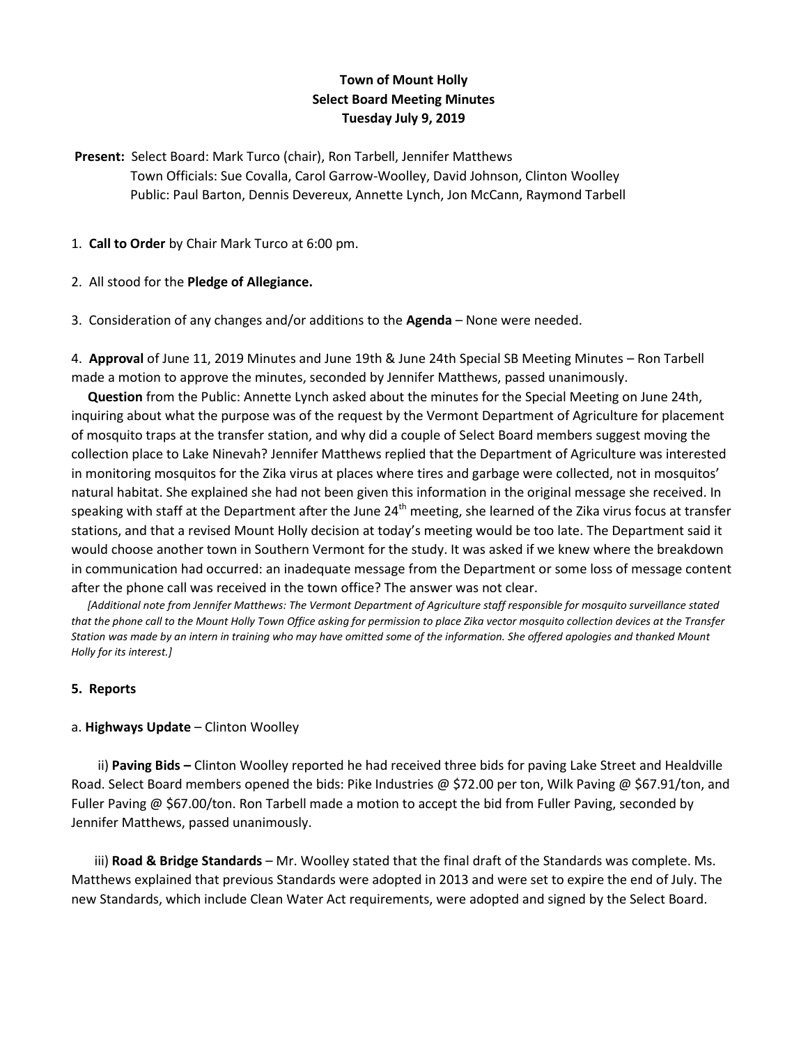**Town of Mount Holly**
**Select Board Meeting Minutes**
**Tuesday July 9, 2019**

**Present:** Select Board: Mark Turco (chair), Ron Tarbell, Jennifer Matthews
Town Officials: Sue Covalla, Carol Garrow-Woolley, David Johnson, Clinton Woolley
Public: Paul Barton, Dennis Devereux, Annette Lynch, Jon McCann, Raymond Tarbell

1. **Call to Order** by Chair Mark Turco at 6:00 pm.

2. All stood for the **Pledge of Allegiance.**

3. Consideration of any changes and/or additions to the **Agenda** – None were needed.

4. **Approval** of June 11, 2019 Minutes and June 19th & June 24th Special SB Meeting Minutes – Ron Tarbell made a motion to approve the minutes, seconded by Jennifer Matthews, passed unanimously.

**Question** from the Public: Annette Lynch asked about the minutes for the Special Meeting on June 24th, inquiring about what the purpose was of the request by the Vermont Department of Agriculture for placement of mosquito traps at the transfer station, and why did a couple of Select Board members suggest moving the collection place to Lake Ninevah? Jennifer Matthews replied that the Department of Agriculture was interested in monitoring mosquitos for the Zika virus at places where tires and garbage were collected, not in mosquitos' natural habitat. She explained she had not been given this information in the original message she received. In speaking with staff at the Department after the June 24th meeting, she learned of the Zika virus focus at transfer stations, and that a revised Mount Holly decision at today's meeting would be too late. The Department said it would choose another town in Southern Vermont for the study. It was asked if we knew where the breakdown in communication had occurred: an inadequate message from the Department or some loss of message content after the phone call was received in the town office? The answer was not clear.

*[Additional note from Jennifer Matthews: The Vermont Department of Agriculture staff responsible for mosquito surveillance stated that the phone call to the Mount Holly Town Office asking for permission to place Zika vector mosquito collection devices at the Transfer Station was made by an intern in training who may have omitted some of the information. She offered apologies and thanked Mount Holly for its interest.]*

**5. Reports**

a. **Highways Update** – Clinton Woolley

ii) **Paving Bids –** Clinton Woolley reported he had received three bids for paving Lake Street and Healdville Road. Select Board members opened the bids: Pike Industries @ $72.00 per ton, Wilk Paving @ $67.91/ton, and Fuller Paving @ $67.00/ton. Ron Tarbell made a motion to accept the bid from Fuller Paving, seconded by Jennifer Matthews, passed unanimously.

iii) **Road & Bridge Standards** – Mr. Woolley stated that the final draft of the Standards was complete. Ms. Matthews explained that previous Standards were adopted in 2013 and were set to expire the end of July. The new Standards, which include Clean Water Act requirements, were adopted and signed by the Select Board.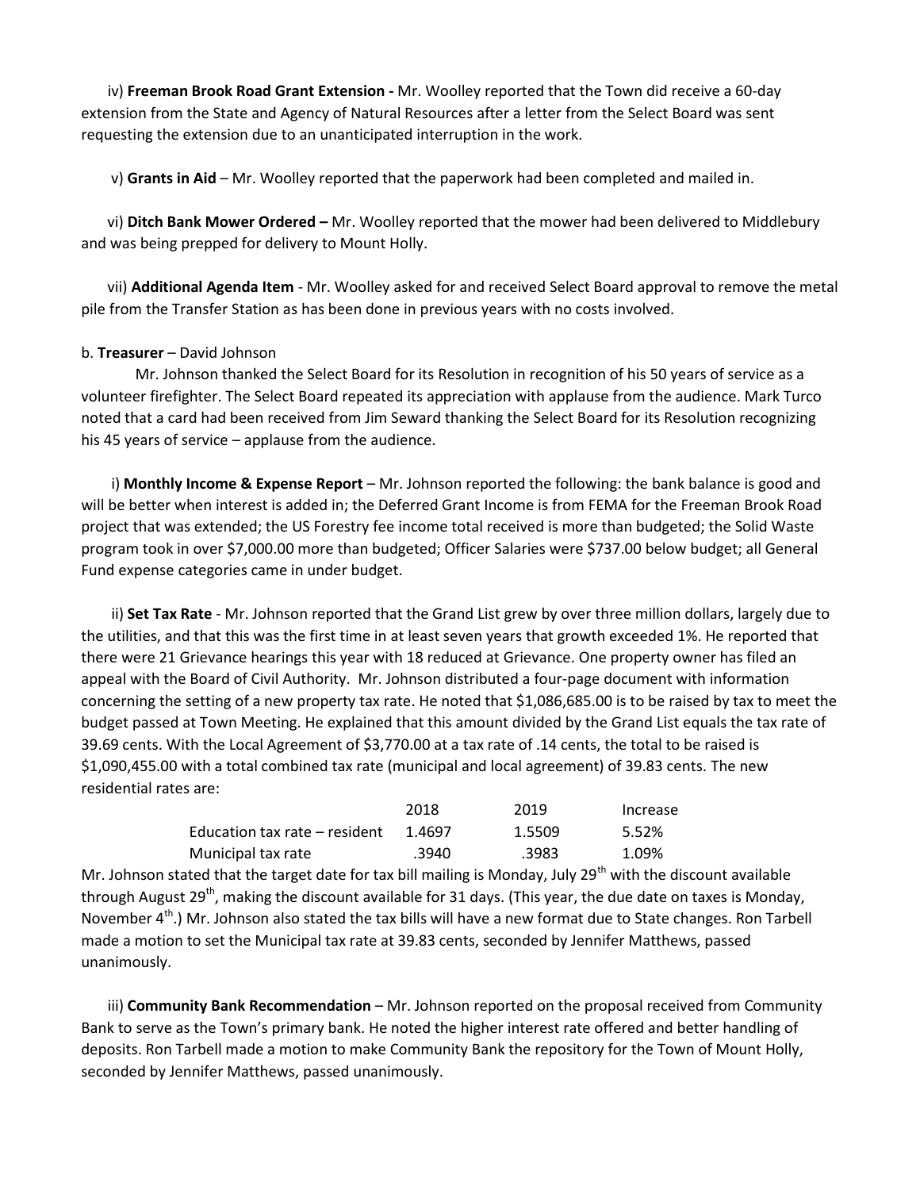iv) **Freeman Brook Road Grant Extension -** Mr. Woolley reported that the Town did receive a 60-day extension from the State and Agency of Natural Resources after a letter from the Select Board was sent requesting the extension due to an unanticipated interruption in the work.

v) **Grants in Aid** – Mr. Woolley reported that the paperwork had been completed and mailed in.

vi) **Ditch Bank Mower Ordered –** Mr. Woolley reported that the mower had been delivered to Middlebury and was being prepped for delivery to Mount Holly.

vii) **Additional Agenda Item** - Mr. Woolley asked for and received Select Board approval to remove the metal pile from the Transfer Station as has been done in previous years with no costs involved.

b. **Treasurer** – David Johnson

Mr. Johnson thanked the Select Board for its Resolution in recognition of his 50 years of service as a volunteer firefighter. The Select Board repeated its appreciation with applause from the audience. Mark Turco noted that a card had been received from Jim Seward thanking the Select Board for its Resolution recognizing his 45 years of service – applause from the audience.

i) **Monthly Income & Expense Report** – Mr. Johnson reported the following: the bank balance is good and will be better when interest is added in; the Deferred Grant Income is from FEMA for the Freeman Brook Road project that was extended; the US Forestry fee income total received is more than budgeted; the Solid Waste program took in over $7,000.00 more than budgeted; Officer Salaries were $737.00 below budget; all General Fund expense categories came in under budget.

ii) **Set Tax Rate** - Mr. Johnson reported that the Grand List grew by over three million dollars, largely due to the utilities, and that this was the first time in at least seven years that growth exceeded 1%. He reported that there were 21 Grievance hearings this year with 18 reduced at Grievance. One property owner has filed an appeal with the Board of Civil Authority. Mr. Johnson distributed a four-page document with information concerning the setting of a new property tax rate. He noted that $1,086,685.00 is to be raised by tax to meet the budget passed at Town Meeting. He explained that this amount divided by the Grand List equals the tax rate of 39.69 cents. With the Local Agreement of $3,770.00 at a tax rate of .14 cents, the total to be raised is $1,090,455.00 with a total combined tax rate (municipal and local agreement) of 39.83 cents. The new residential rates are:

| | 2018 | 2019 | Increase |
|---|---|---|---|
| Education tax rate – resident | 1.4697 | 1.5509 | 5.52% |
| Municipal tax rate | .3940 | .3983 | 1.09% |

Mr. Johnson stated that the target date for tax bill mailing is Monday, July 29th with the discount available through August 29th, making the discount available for 31 days. (This year, the due date on taxes is Monday, November 4th.) Mr. Johnson also stated the tax bills will have a new format due to State changes. Ron Tarbell made a motion to set the Municipal tax rate at 39.83 cents, seconded by Jennifer Matthews, passed unanimously.

iii) **Community Bank Recommendation** – Mr. Johnson reported on the proposal received from Community Bank to serve as the Town's primary bank. He noted the higher interest rate offered and better handling of deposits. Ron Tarbell made a motion to make Community Bank the repository for the Town of Mount Holly, seconded by Jennifer Matthews, passed unanimously.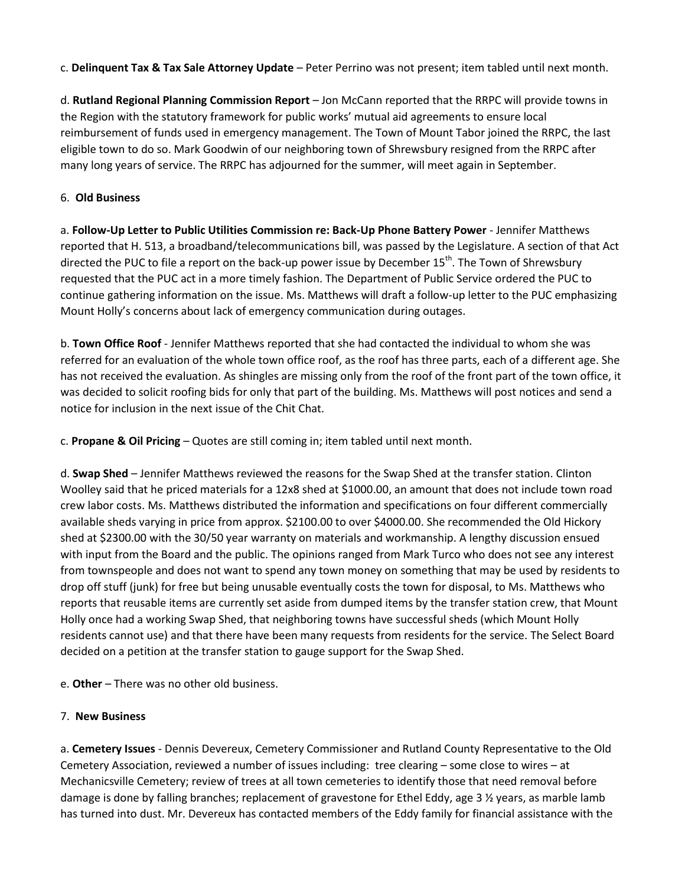c. **Delinquent Tax & Tax Sale Attorney Update** – Peter Perrino was not present; item tabled until next month.

d. **Rutland Regional Planning Commission Report** – Jon McCann reported that the RRPC will provide towns in the Region with the statutory framework for public works' mutual aid agreements to ensure local reimbursement of funds used in emergency management. The Town of Mount Tabor joined the RRPC, the last eligible town to do so. Mark Goodwin of our neighboring town of Shrewsbury resigned from the RRPC after many long years of service. The RRPC has adjourned for the summer, will meet again in September.

6. **Old Business**

a. **Follow-Up Letter to Public Utilities Commission re: Back-Up Phone Battery Power** - Jennifer Matthews reported that H. 513, a broadband/telecommunications bill, was passed by the Legislature. A section of that Act directed the PUC to file a report on the back-up power issue by December 15th. The Town of Shrewsbury requested that the PUC act in a more timely fashion. The Department of Public Service ordered the PUC to continue gathering information on the issue. Ms. Matthews will draft a follow-up letter to the PUC emphasizing Mount Holly's concerns about lack of emergency communication during outages.

b. **Town Office Roof** - Jennifer Matthews reported that she had contacted the individual to whom she was referred for an evaluation of the whole town office roof, as the roof has three parts, each of a different age. She has not received the evaluation. As shingles are missing only from the roof of the front part of the town office, it was decided to solicit roofing bids for only that part of the building. Ms. Matthews will post notices and send a notice for inclusion in the next issue of the Chit Chat.

c. **Propane & Oil Pricing** – Quotes are still coming in; item tabled until next month.

d. **Swap Shed** – Jennifer Matthews reviewed the reasons for the Swap Shed at the transfer station. Clinton Woolley said that he priced materials for a 12x8 shed at $1000.00, an amount that does not include town road crew labor costs. Ms. Matthews distributed the information and specifications on four different commercially available sheds varying in price from approx. $2100.00 to over $4000.00. She recommended the Old Hickory shed at $2300.00 with the 30/50 year warranty on materials and workmanship. A lengthy discussion ensued with input from the Board and the public. The opinions ranged from Mark Turco who does not see any interest from townspeople and does not want to spend any town money on something that may be used by residents to drop off stuff (junk) for free but being unusable eventually costs the town for disposal, to Ms. Matthews who reports that reusable items are currently set aside from dumped items by the transfer station crew, that Mount Holly once had a working Swap Shed, that neighboring towns have successful sheds (which Mount Holly residents cannot use) and that there have been many requests from residents for the service. The Select Board decided on a petition at the transfer station to gauge support for the Swap Shed.

e. **Other** – There was no other old business.

7. **New Business**

a. **Cemetery Issues** - Dennis Devereux, Cemetery Commissioner and Rutland County Representative to the Old Cemetery Association, reviewed a number of issues including: tree clearing – some close to wires – at Mechanicsville Cemetery; review of trees at all town cemeteries to identify those that need removal before damage is done by falling branches; replacement of gravestone for Ethel Eddy, age 3 ½ years, as marble lamb has turned into dust. Mr. Devereux has contacted members of the Eddy family for financial assistance with the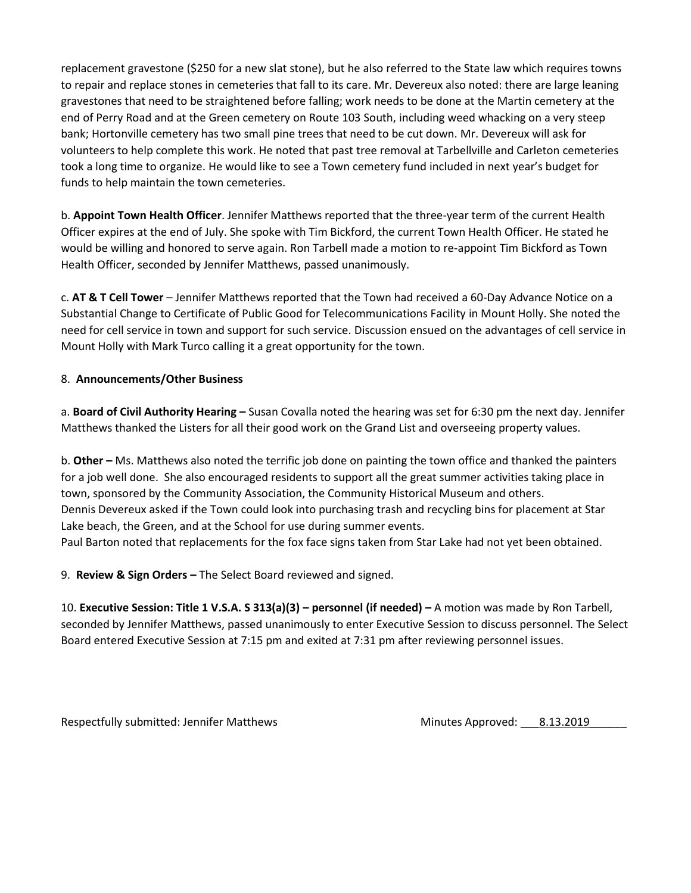replacement gravestone ($250 for a new slat stone), but he also referred to the State law which requires towns to repair and replace stones in cemeteries that fall to its care. Mr. Devereux also noted: there are large leaning gravestones that need to be straightened before falling; work needs to be done at the Martin cemetery at the end of Perry Road and at the Green cemetery on Route 103 South, including weed whacking on a very steep bank; Hortonville cemetery has two small pine trees that need to be cut down. Mr. Devereux will ask for volunteers to help complete this work. He noted that past tree removal at Tarbellville and Carleton cemeteries took a long time to organize. He would like to see a Town cemetery fund included in next year's budget for funds to help maintain the town cemeteries.

b. **Appoint Town Health Officer**. Jennifer Matthews reported that the three-year term of the current Health Officer expires at the end of July. She spoke with Tim Bickford, the current Town Health Officer. He stated he would be willing and honored to serve again. Ron Tarbell made a motion to re-appoint Tim Bickford as Town Health Officer, seconded by Jennifer Matthews, passed unanimously.

c. **AT & T Cell Tower** – Jennifer Matthews reported that the Town had received a 60-Day Advance Notice on a Substantial Change to Certificate of Public Good for Telecommunications Facility in Mount Holly. She noted the need for cell service in town and support for such service. Discussion ensued on the advantages of cell service in Mount Holly with Mark Turco calling it a great opportunity for the town.

8. **Announcements/Other Business**

a. **Board of Civil Authority Hearing –** Susan Covalla noted the hearing was set for 6:30 pm the next day. Jennifer Matthews thanked the Listers for all their good work on the Grand List and overseeing property values.

b. **Other –** Ms. Matthews also noted the terrific job done on painting the town office and thanked the painters for a job well done. She also encouraged residents to support all the great summer activities taking place in town, sponsored by the Community Association, the Community Historical Museum and others.
Dennis Devereux asked if the Town could look into purchasing trash and recycling bins for placement at Star Lake beach, the Green, and at the School for use during summer events.
Paul Barton noted that replacements for the fox face signs taken from Star Lake had not yet been obtained.

9. **Review & Sign Orders –** The Select Board reviewed and signed.

10. **Executive Session: Title 1 V.S.A. S 313(a)(3) – personnel (if needed) –** A motion was made by Ron Tarbell, seconded by Jennifer Matthews, passed unanimously to enter Executive Session to discuss personnel. The Select Board entered Executive Session at 7:15 pm and exited at 7:31 pm after reviewing personnel issues.

Respectfully submitted: Jennifer Matthews

Minutes Approved: 8.13.2019